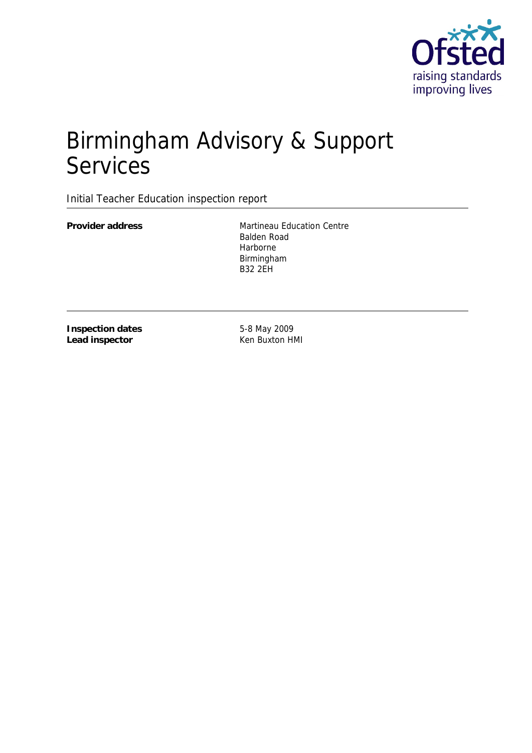# Birmingham Advisory & Support Services

Initial Teacher Education inspection report

| | |
|---|---|
| **Provider address** | Martineau Education Centre<br>Balden Road<br>Harborne<br>Birmingham<br>B32 2EH |

| | |
|---|---|
| **Inspection dates** | 5-8 May 2009 |
| **Lead inspector** | Ken Buxton HMI |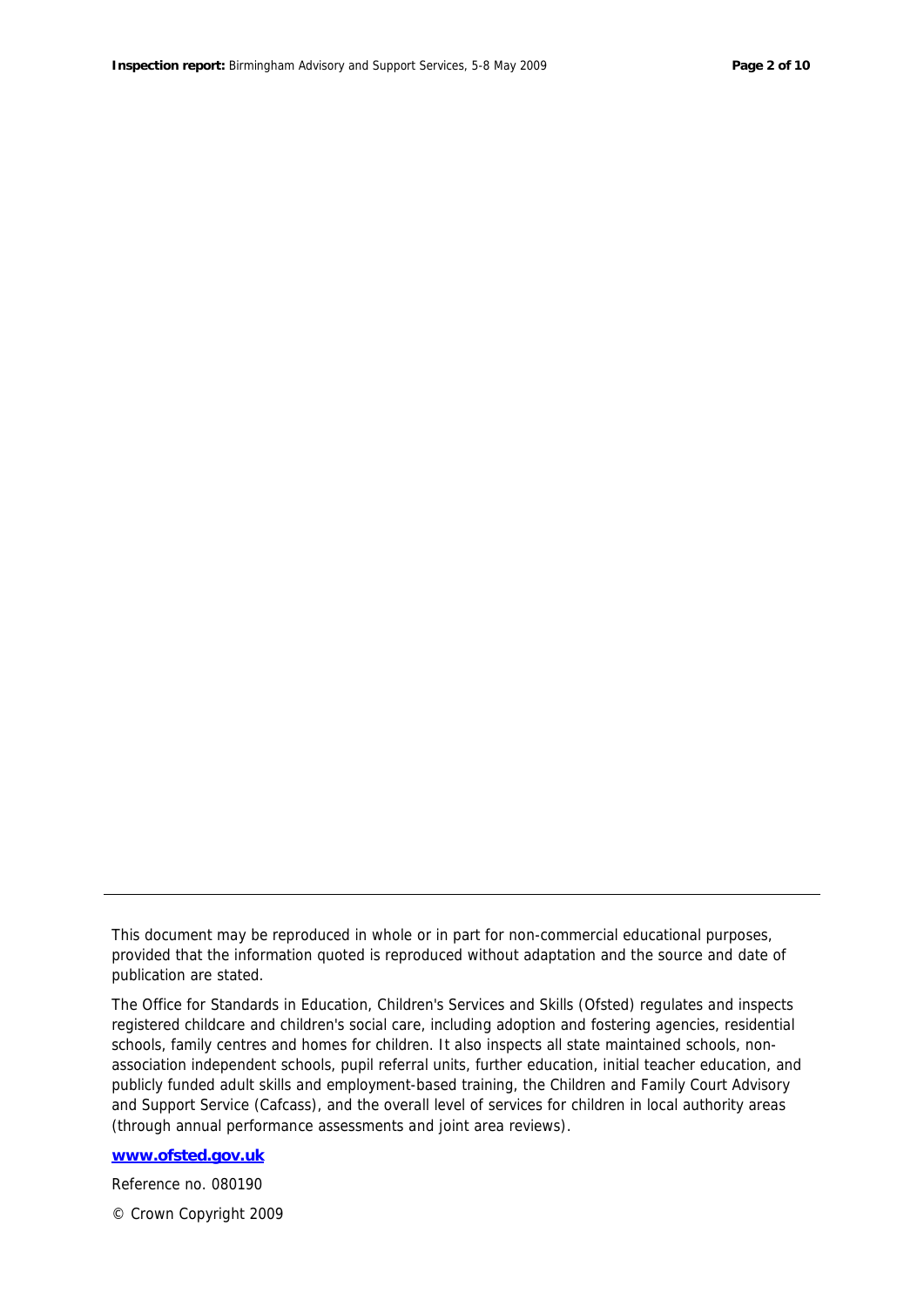This document may be reproduced in whole or in part for non-commercial educational purposes, provided that the information quoted is reproduced without adaptation and the source and date of publication are stated.

The Office for Standards in Education, Children's Services and Skills (Ofsted) regulates and inspects registered childcare and children's social care, including adoption and fostering agencies, residential schools, family centres and homes for children. It also inspects all state maintained schools, non-association independent schools, pupil referral units, further education, initial teacher education, and publicly funded adult skills and employment-based training, the Children and Family Court Advisory and Support Service (Cafcass), and the overall level of services for children in local authority areas (through annual performance assessments and joint area reviews).

**www.ofsted.gov.uk**

Reference no. 080190

© Crown Copyright 2009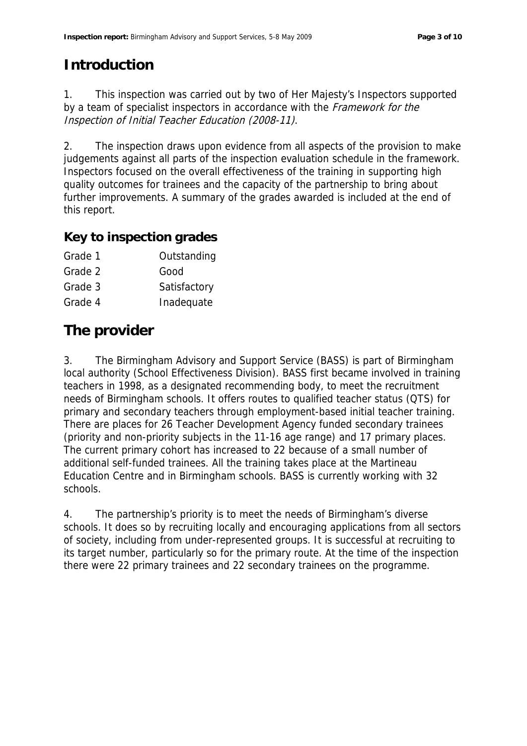# Introduction

1. This inspection was carried out by two of Her Majesty's Inspectors supported by a team of specialist inspectors in accordance with the *Framework for the Inspection of Initial Teacher Education (2008-11)*.

2. The inspection draws upon evidence from all aspects of the provision to make judgements against all parts of the inspection evaluation schedule in the framework. Inspectors focused on the overall effectiveness of the training in supporting high quality outcomes for trainees and the capacity of the partnership to bring about further improvements. A summary of the grades awarded is included at the end of this report.

## Key to inspection grades

| | |
|---|---|
| Grade 1 | Outstanding |
| Grade 2 | Good |
| Grade 3 | Satisfactory |
| Grade 4 | Inadequate |

# The provider

3. The Birmingham Advisory and Support Service (BASS) is part of Birmingham local authority (School Effectiveness Division). BASS first became involved in training teachers in 1998, as a designated recommending body, to meet the recruitment needs of Birmingham schools. It offers routes to qualified teacher status (QTS) for primary and secondary teachers through employment-based initial teacher training. There are places for 26 Teacher Development Agency funded secondary trainees (priority and non-priority subjects in the 11-16 age range) and 17 primary places. The current primary cohort has increased to 22 because of a small number of additional self-funded trainees. All the training takes place at the Martineau Education Centre and in Birmingham schools. BASS is currently working with 32 schools.

4. The partnership's priority is to meet the needs of Birmingham's diverse schools. It does so by recruiting locally and encouraging applications from all sectors of society, including from under-represented groups. It is successful at recruiting to its target number, particularly so for the primary route. At the time of the inspection there were 22 primary trainees and 22 secondary trainees on the programme.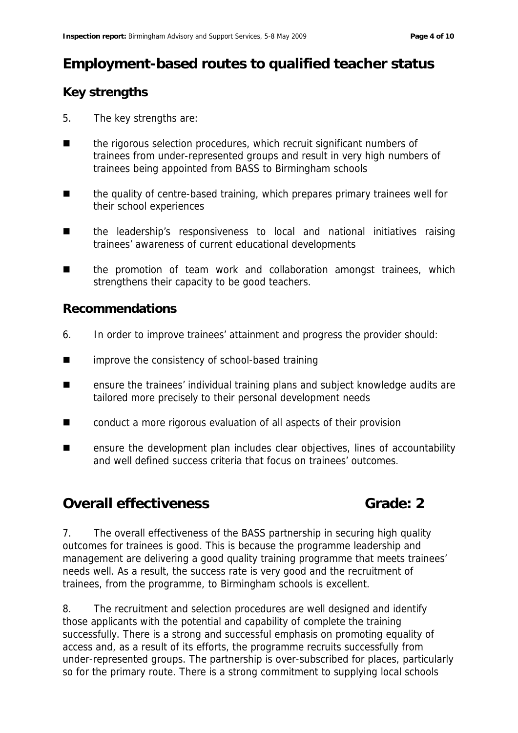# Employment-based routes to qualified teacher status

## Key strengths

5. The key strengths are:

- the rigorous selection procedures, which recruit significant numbers of trainees from under-represented groups and result in very high numbers of trainees being appointed from BASS to Birmingham schools
- the quality of centre-based training, which prepares primary trainees well for their school experiences
- the leadership's responsiveness to local and national initiatives raising trainees' awareness of current educational developments
- the promotion of team work and collaboration amongst trainees, which strengthens their capacity to be good teachers.

## Recommendations

6. In order to improve trainees' attainment and progress the provider should:

- improve the consistency of school-based training
- ensure the trainees' individual training plans and subject knowledge audits are tailored more precisely to their personal development needs
- conduct a more rigorous evaluation of all aspects of their provision
- ensure the development plan includes clear objectives, lines of accountability and well defined success criteria that focus on trainees' outcomes.

# Overall effectiveness Grade: 2

7. The overall effectiveness of the BASS partnership in securing high quality outcomes for trainees is good. This is because the programme leadership and management are delivering a good quality training programme that meets trainees' needs well. As a result, the success rate is very good and the recruitment of trainees, from the programme, to Birmingham schools is excellent.

8. The recruitment and selection procedures are well designed and identify those applicants with the potential and capability of complete the training successfully. There is a strong and successful emphasis on promoting equality of access and, as a result of its efforts, the programme recruits successfully from under-represented groups. The partnership is over-subscribed for places, particularly so for the primary route. There is a strong commitment to supplying local schools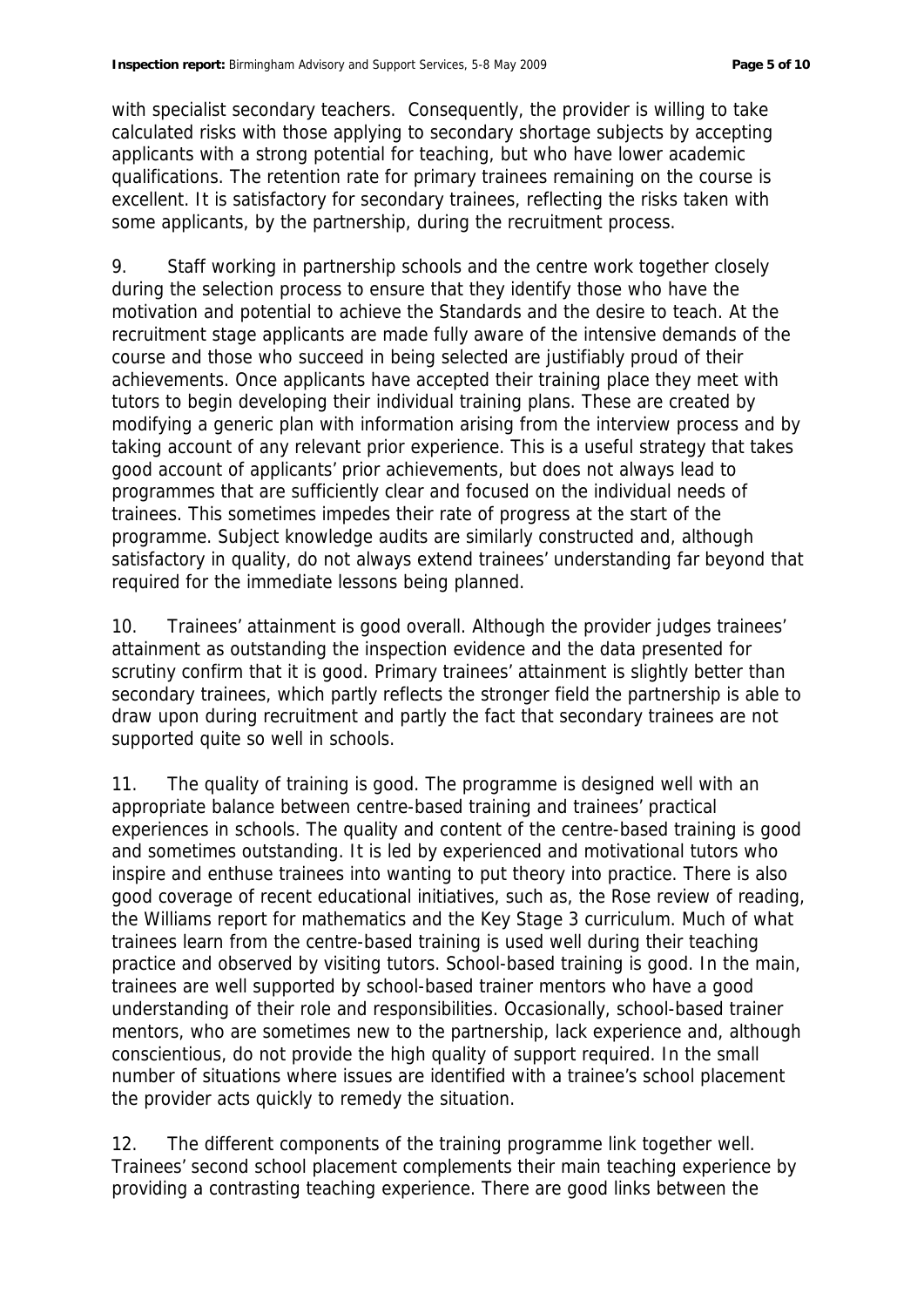with specialist secondary teachers. Consequently, the provider is willing to take calculated risks with those applying to secondary shortage subjects by accepting applicants with a strong potential for teaching, but who have lower academic qualifications. The retention rate for primary trainees remaining on the course is excellent. It is satisfactory for secondary trainees, reflecting the risks taken with some applicants, by the partnership, during the recruitment process.

9. Staff working in partnership schools and the centre work together closely during the selection process to ensure that they identify those who have the motivation and potential to achieve the Standards and the desire to teach. At the recruitment stage applicants are made fully aware of the intensive demands of the course and those who succeed in being selected are justifiably proud of their achievements. Once applicants have accepted their training place they meet with tutors to begin developing their individual training plans. These are created by modifying a generic plan with information arising from the interview process and by taking account of any relevant prior experience. This is a useful strategy that takes good account of applicants' prior achievements, but does not always lead to programmes that are sufficiently clear and focused on the individual needs of trainees. This sometimes impedes their rate of progress at the start of the programme. Subject knowledge audits are similarly constructed and, although satisfactory in quality, do not always extend trainees' understanding far beyond that required for the immediate lessons being planned.

10. Trainees' attainment is good overall. Although the provider judges trainees' attainment as outstanding the inspection evidence and the data presented for scrutiny confirm that it is good. Primary trainees' attainment is slightly better than secondary trainees, which partly reflects the stronger field the partnership is able to draw upon during recruitment and partly the fact that secondary trainees are not supported quite so well in schools.

11. The quality of training is good. The programme is designed well with an appropriate balance between centre-based training and trainees' practical experiences in schools. The quality and content of the centre-based training is good and sometimes outstanding. It is led by experienced and motivational tutors who inspire and enthuse trainees into wanting to put theory into practice. There is also good coverage of recent educational initiatives, such as, the Rose review of reading, the Williams report for mathematics and the Key Stage 3 curriculum. Much of what trainees learn from the centre-based training is used well during their teaching practice and observed by visiting tutors. School-based training is good. In the main, trainees are well supported by school-based trainer mentors who have a good understanding of their role and responsibilities. Occasionally, school-based trainer mentors, who are sometimes new to the partnership, lack experience and, although conscientious, do not provide the high quality of support required. In the small number of situations where issues are identified with a trainee's school placement the provider acts quickly to remedy the situation.

12. The different components of the training programme link together well. Trainees' second school placement complements their main teaching experience by providing a contrasting teaching experience. There are good links between the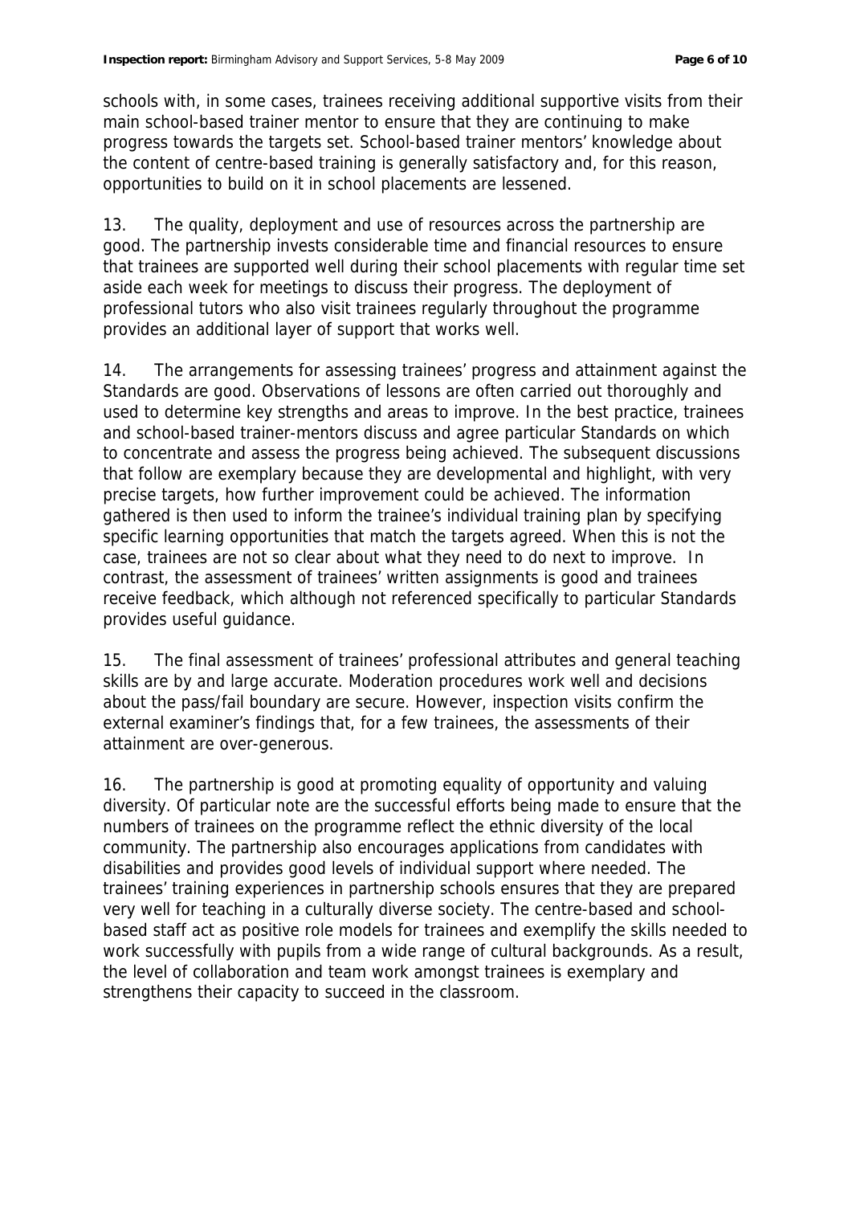schools with, in some cases, trainees receiving additional supportive visits from their main school-based trainer mentor to ensure that they are continuing to make progress towards the targets set. School-based trainer mentors' knowledge about the content of centre-based training is generally satisfactory and, for this reason, opportunities to build on it in school placements are lessened.

13. The quality, deployment and use of resources across the partnership are good. The partnership invests considerable time and financial resources to ensure that trainees are supported well during their school placements with regular time set aside each week for meetings to discuss their progress. The deployment of professional tutors who also visit trainees regularly throughout the programme provides an additional layer of support that works well.

14. The arrangements for assessing trainees' progress and attainment against the Standards are good. Observations of lessons are often carried out thoroughly and used to determine key strengths and areas to improve. In the best practice, trainees and school-based trainer-mentors discuss and agree particular Standards on which to concentrate and assess the progress being achieved. The subsequent discussions that follow are exemplary because they are developmental and highlight, with very precise targets, how further improvement could be achieved. The information gathered is then used to inform the trainee's individual training plan by specifying specific learning opportunities that match the targets agreed. When this is not the case, trainees are not so clear about what they need to do next to improve. In contrast, the assessment of trainees' written assignments is good and trainees receive feedback, which although not referenced specifically to particular Standards provides useful guidance.

15. The final assessment of trainees' professional attributes and general teaching skills are by and large accurate. Moderation procedures work well and decisions about the pass/fail boundary are secure. However, inspection visits confirm the external examiner's findings that, for a few trainees, the assessments of their attainment are over-generous.

16. The partnership is good at promoting equality of opportunity and valuing diversity. Of particular note are the successful efforts being made to ensure that the numbers of trainees on the programme reflect the ethnic diversity of the local community. The partnership also encourages applications from candidates with disabilities and provides good levels of individual support where needed. The trainees' training experiences in partnership schools ensures that they are prepared very well for teaching in a culturally diverse society. The centre-based and school-based staff act as positive role models for trainees and exemplify the skills needed to work successfully with pupils from a wide range of cultural backgrounds. As a result, the level of collaboration and team work amongst trainees is exemplary and strengthens their capacity to succeed in the classroom.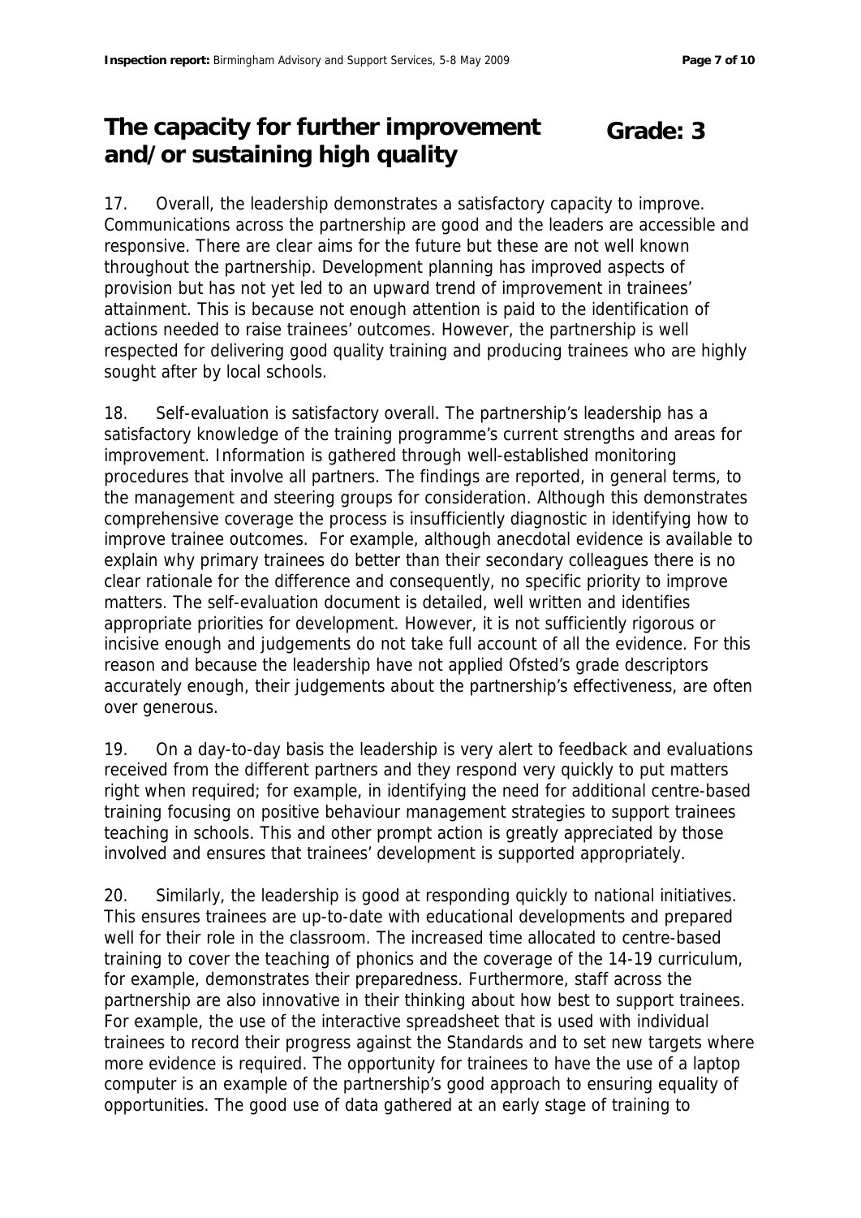## The capacity for further improvement and/or sustaining high quality

**Grade: 3**

17. Overall, the leadership demonstrates a satisfactory capacity to improve. Communications across the partnership are good and the leaders are accessible and responsive. There are clear aims for the future but these are not well known throughout the partnership. Development planning has improved aspects of provision but has not yet led to an upward trend of improvement in trainees' attainment. This is because not enough attention is paid to the identification of actions needed to raise trainees' outcomes. However, the partnership is well respected for delivering good quality training and producing trainees who are highly sought after by local schools.

18. Self-evaluation is satisfactory overall. The partnership's leadership has a satisfactory knowledge of the training programme's current strengths and areas for improvement. Information is gathered through well-established monitoring procedures that involve all partners. The findings are reported, in general terms, to the management and steering groups for consideration. Although this demonstrates comprehensive coverage the process is insufficiently diagnostic in identifying how to improve trainee outcomes. For example, although anecdotal evidence is available to explain why primary trainees do better than their secondary colleagues there is no clear rationale for the difference and consequently, no specific priority to improve matters. The self-evaluation document is detailed, well written and identifies appropriate priorities for development. However, it is not sufficiently rigorous or incisive enough and judgements do not take full account of all the evidence. For this reason and because the leadership have not applied Ofsted's grade descriptors accurately enough, their judgements about the partnership's effectiveness, are often over generous.

19. On a day-to-day basis the leadership is very alert to feedback and evaluations received from the different partners and they respond very quickly to put matters right when required; for example, in identifying the need for additional centre-based training focusing on positive behaviour management strategies to support trainees teaching in schools. This and other prompt action is greatly appreciated by those involved and ensures that trainees' development is supported appropriately.

20. Similarly, the leadership is good at responding quickly to national initiatives. This ensures trainees are up-to-date with educational developments and prepared well for their role in the classroom. The increased time allocated to centre-based training to cover the teaching of phonics and the coverage of the 14-19 curriculum, for example, demonstrates their preparedness. Furthermore, staff across the partnership are also innovative in their thinking about how best to support trainees. For example, the use of the interactive spreadsheet that is used with individual trainees to record their progress against the Standards and to set new targets where more evidence is required. The opportunity for trainees to have the use of a laptop computer is an example of the partnership's good approach to ensuring equality of opportunities. The good use of data gathered at an early stage of training to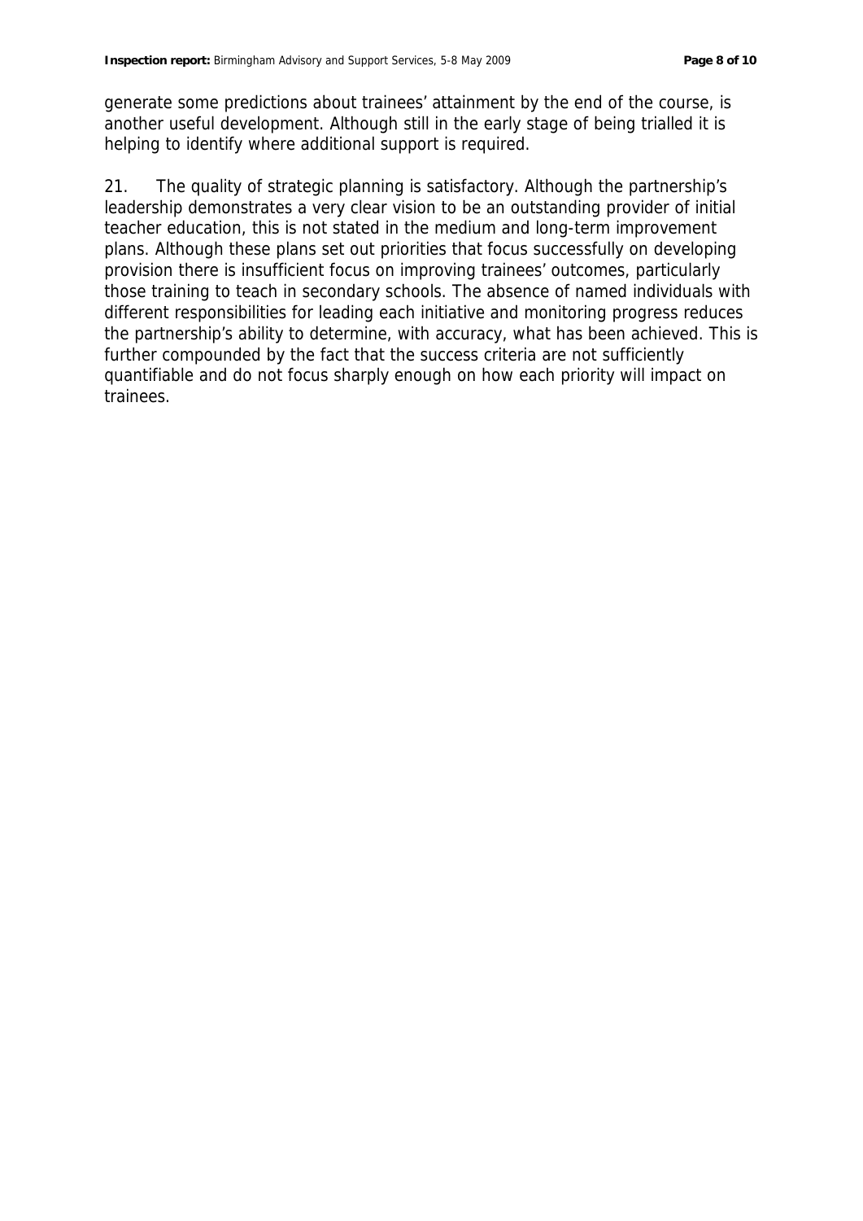generate some predictions about trainees' attainment by the end of the course, is another useful development. Although still in the early stage of being trialled it is helping to identify where additional support is required.

21. The quality of strategic planning is satisfactory. Although the partnership's leadership demonstrates a very clear vision to be an outstanding provider of initial teacher education, this is not stated in the medium and long-term improvement plans. Although these plans set out priorities that focus successfully on developing provision there is insufficient focus on improving trainees' outcomes, particularly those training to teach in secondary schools. The absence of named individuals with different responsibilities for leading each initiative and monitoring progress reduces the partnership's ability to determine, with accuracy, what has been achieved. This is further compounded by the fact that the success criteria are not sufficiently quantifiable and do not focus sharply enough on how each priority will impact on trainees.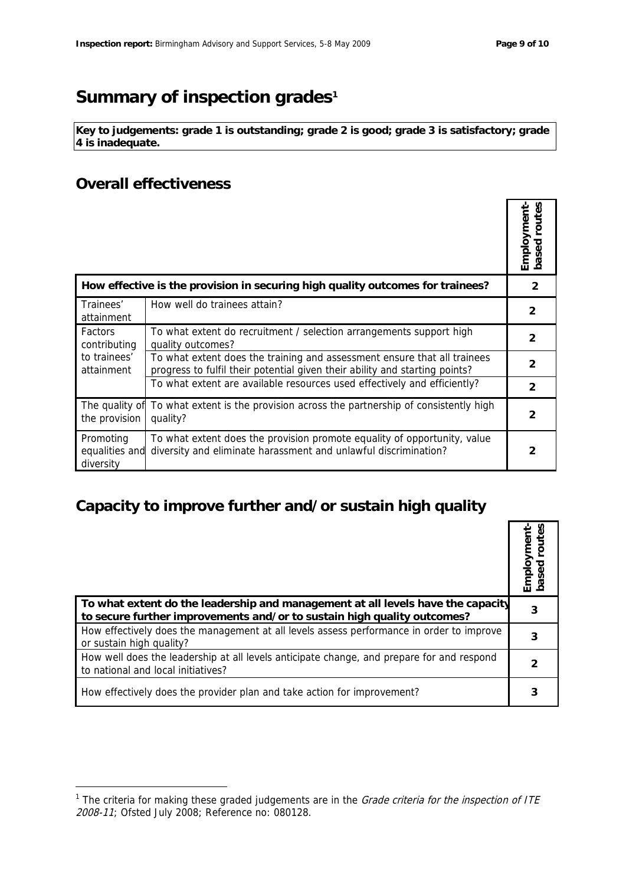# Summary of inspection grades[1]

**Key to judgements: grade 1 is outstanding; grade 2 is good; grade 3 is satisfactory; grade 4 is inadequate.**

## Overall effectiveness

| | | Employment-based routes |
|---|---|---|
| **How effective is the provision in securing high quality outcomes for trainees?** | | **2** |
| Trainees' attainment | How well do trainees attain? | **2** |
| Factors contributing to trainees' attainment | To what extent do recruitment / selection arrangements support high quality outcomes? | **2** |
| | To what extent does the training and assessment ensure that all trainees progress to fulfil their potential given their ability and starting points? | **2** |
| | To what extent are available resources used effectively and efficiently? | **2** |
| The quality of the provision | To what extent is the provision across the partnership of consistently high quality? | **2** |
| Promoting equalities and diversity | To what extent does the provision promote equality of opportunity, value diversity and eliminate harassment and unlawful discrimination? | **2** |

## Capacity to improve further and/or sustain high quality

| | Employment-based routes |
|---|---|
| **To what extent do the leadership and management at all levels have the capacity to secure further improvements and/or to sustain high quality outcomes?** | **3** |
| How effectively does the management at all levels assess performance in order to improve or sustain high quality? | **3** |
| How well does the leadership at all levels anticipate change, and prepare for and respond to national and local initiatives? | **2** |
| How effectively does the provider plan and take action for improvement? | **3** |

[1] The criteria for making these graded judgements are in the *Grade criteria for the inspection of ITE 2008-11*; Ofsted July 2008; Reference no: 080128.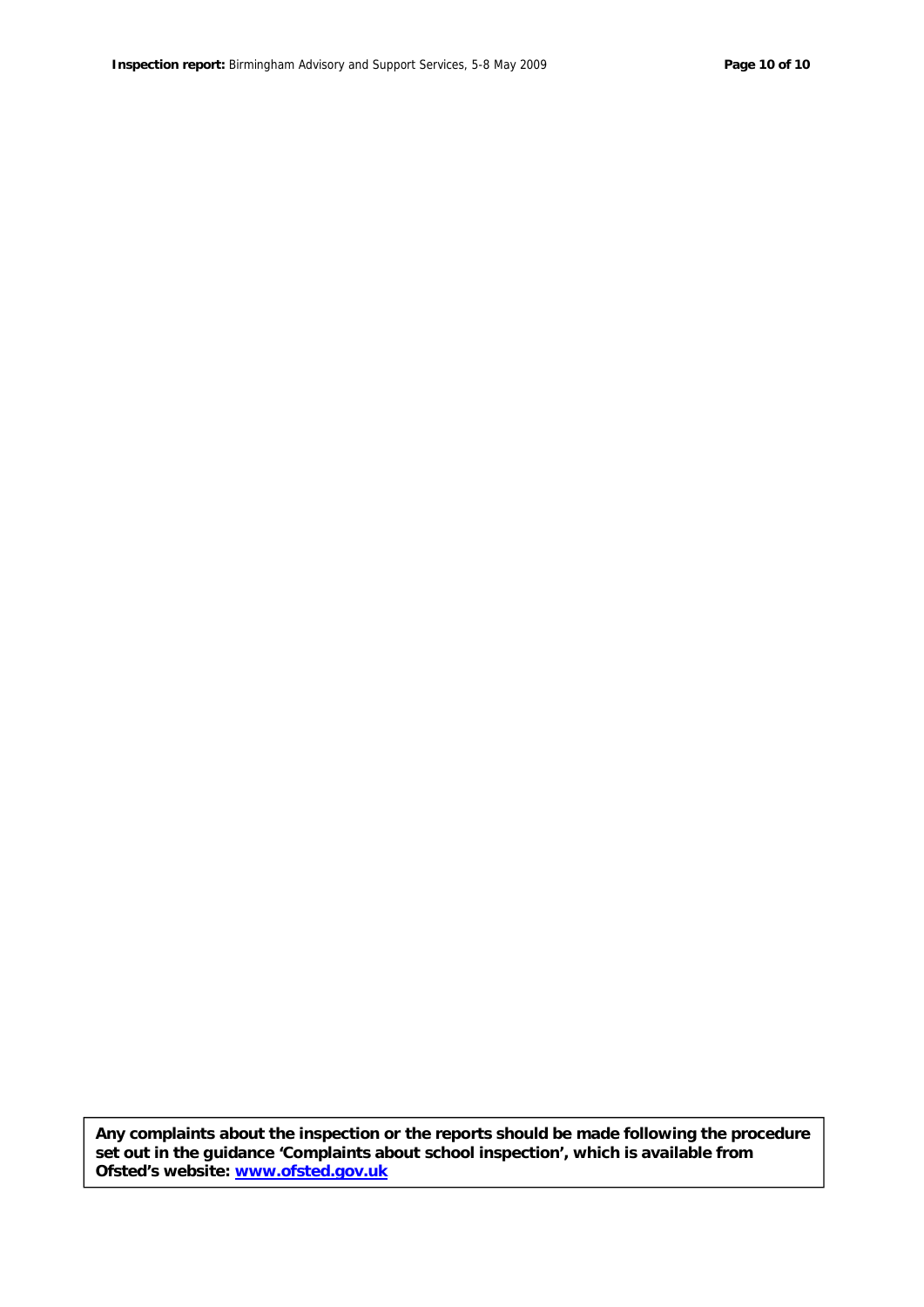**Any complaints about the inspection or the reports should be made following the procedure set out in the guidance 'Complaints about school inspection', which is available from Ofsted's website: [www.ofsted.gov.uk](http://www.ofsted.gov.uk)**